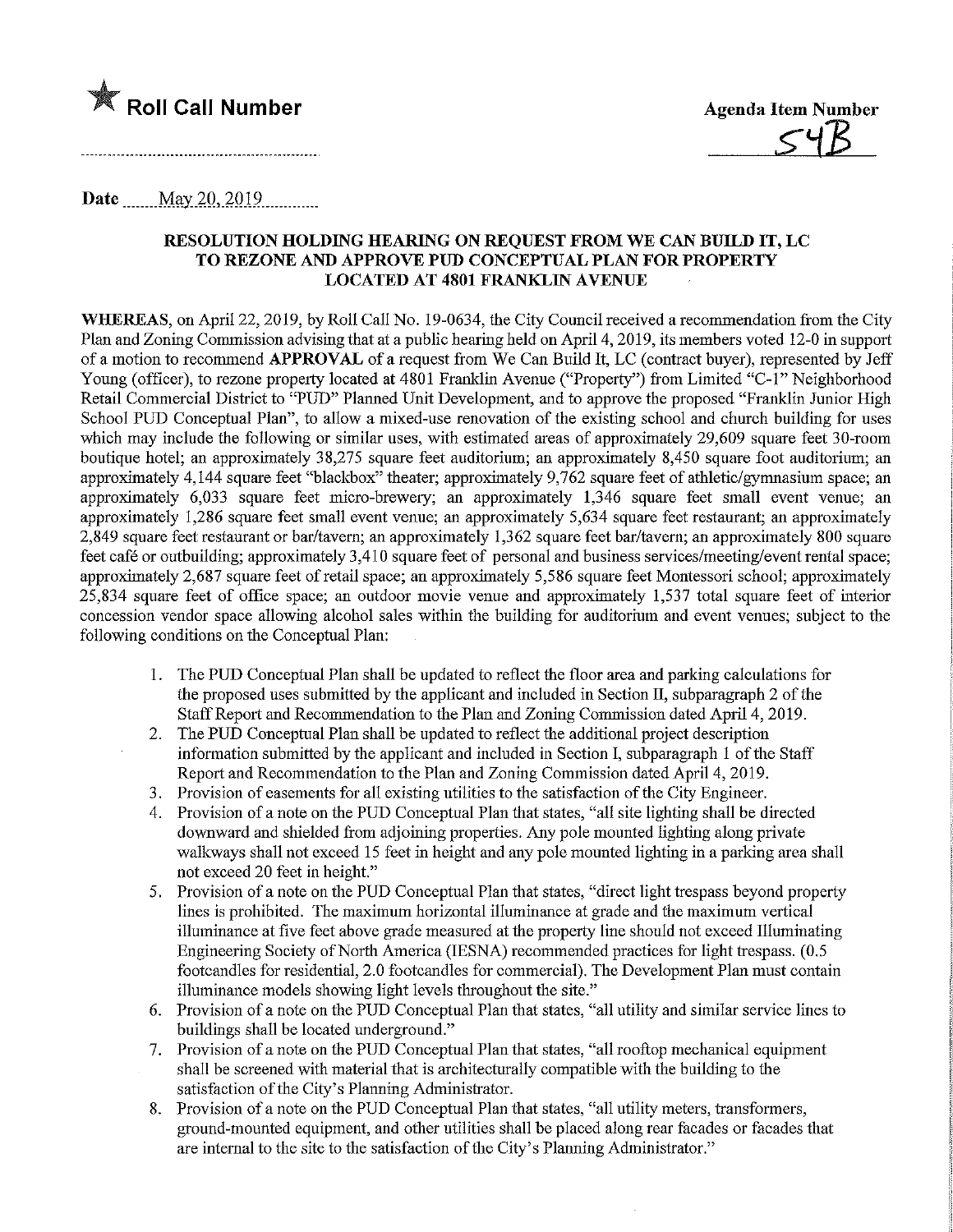**Roll Call Number**

**Agenda Item Number**

54B

Date May 20, 2019

### RESOLUTION HOLDING HEARING ON REQUEST FROM WE CAN BUILD IT, LC TO REZONE AND APPROVE PUD CONCEPTUAL PLAN FOR PROPERTY LOCATED AT 4801 FRANKLIN AVENUE

**WHEREAS**, on April 22, 2019, by Roll Call No. 19-0634, the City Council received a recommendation from the City Plan and Zoning Commission advising that at a public hearing held on April 4, 2019, its members voted 12-0 in support of a motion to recommend **APPROVAL** of a request from We Can Build It, LC (contract buyer), represented by Jeff Young (officer), to rezone property located at 4801 Franklin Avenue ("Property") from Limited "C-1" Neighborhood Retail Commercial District to "PUD" Planned Unit Development, and to approve the proposed "Franklin Junior High School PUD Conceptual Plan", to allow a mixed-use renovation of the existing school and church building for uses which may include the following or similar uses, with estimated areas of approximately 29,609 square feet 30-room boutique hotel; an approximately 38,275 square feet auditorium; an approximately 8,450 square foot auditorium; an approximately 4,144 square feet "blackbox" theater; approximately 9,762 square feet of athletic/gymnasium space; an approximately 6,033 square feet micro-brewery; an approximately 1,346 square feet small event venue; an approximately 1,286 square feet small event venue; an approximately 5,634 square feet restaurant; an approximately 2,849 square feet restaurant or bar/tavern; an approximately 1,362 square feet bar/tavern; an approximately 800 square feet café or outbuilding; approximately 3,410 square feet of personal and business services/meeting/event rental space; approximately 2,687 square feet of retail space; an approximately 5,586 square feet Montessori school; approximately 25,834 square feet of office space; an outdoor movie venue and approximately 1,537 total square feet of interior concession vendor space allowing alcohol sales within the building for auditorium and event venues; subject to the following conditions on the Conceptual Plan:

1. The PUD Conceptual Plan shall be updated to reflect the floor area and parking calculations for the proposed uses submitted by the applicant and included in Section II, subparagraph 2 of the Staff Report and Recommendation to the Plan and Zoning Commission dated April 4, 2019.
2. The PUD Conceptual Plan shall be updated to reflect the additional project description information submitted by the applicant and included in Section I, subparagraph 1 of the Staff Report and Recommendation to the Plan and Zoning Commission dated April 4, 2019.
3. Provision of easements for all existing utilities to the satisfaction of the City Engineer.
4. Provision of a note on the PUD Conceptual Plan that states, "all site lighting shall be directed downward and shielded from adjoining properties. Any pole mounted lighting along private walkways shall not exceed 15 feet in height and any pole mounted lighting in a parking area shall not exceed 20 feet in height."
5. Provision of a note on the PUD Conceptual Plan that states, "direct light trespass beyond property lines is prohibited. The maximum horizontal illuminance at grade and the maximum vertical illuminance at five feet above grade measured at the property line should not exceed Illuminating Engineering Society of North America (IESNA) recommended practices for light trespass. (0.5 footcandles for residential, 2.0 footcandles for commercial). The Development Plan must contain illuminance models showing light levels throughout the site."
6. Provision of a note on the PUD Conceptual Plan that states, "all utility and similar service lines to buildings shall be located underground."
7. Provision of a note on the PUD Conceptual Plan that states, "all rooftop mechanical equipment shall be screened with material that is architecturally compatible with the building to the satisfaction of the City's Planning Administrator.
8. Provision of a note on the PUD Conceptual Plan that states, "all utility meters, transformers, ground-mounted equipment, and other utilities shall be placed along rear facades or facades that are internal to the site to the satisfaction of the City's Planning Administrator."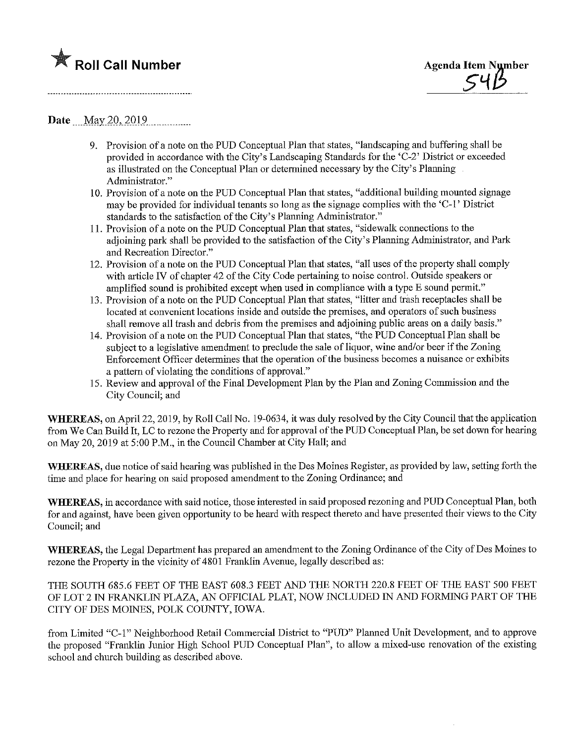★ **Roll Call Number**

**Agenda Item Number**
54B

**Date** May 20, 2019

9. Provision of a note on the PUD Conceptual Plan that states, "landscaping and buffering shall be provided in accordance with the City's Landscaping Standards for the 'C-2' District or exceeded as illustrated on the Conceptual Plan or determined necessary by the City's Planning Administrator."
10. Provision of a note on the PUD Conceptual Plan that states, "additional building mounted signage may be provided for individual tenants so long as the signage complies with the 'C-1' District standards to the satisfaction of the City's Planning Administrator."
11. Provision of a note on the PUD Conceptual Plan that states, "sidewalk connections to the adjoining park shall be provided to the satisfaction of the City's Planning Administrator, and Park and Recreation Director."
12. Provision of a note on the PUD Conceptual Plan that states, "all uses of the property shall comply with article IV of chapter 42 of the City Code pertaining to noise control. Outside speakers or amplified sound is prohibited except when used in compliance with a type E sound permit."
13. Provision of a note on the PUD Conceptual Plan that states, "litter and trash receptacles shall be located at convenient locations inside and outside the premises, and operators of such business shall remove all trash and debris from the premises and adjoining public areas on a daily basis."
14. Provision of a note on the PUD Conceptual Plan that states, "the PUD Conceptual Plan shall be subject to a legislative amendment to preclude the sale of liquor, wine and/or beer if the Zoning Enforcement Officer determines that the operation of the business becomes a nuisance or exhibits a pattern of violating the conditions of approval."
15. Review and approval of the Final Development Plan by the Plan and Zoning Commission and the City Council; and

**WHEREAS,** on April 22, 2019, by Roll Call No. 19-0634, it was duly resolved by the City Council that the application from We Can Build It, LC to rezone the Property and for approval of the PUD Conceptual Plan, be set down for hearing on May 20, 2019 at 5:00 P.M., in the Council Chamber at City Hall; and

**WHEREAS,** due notice of said hearing was published in the Des Moines Register, as provided by law, setting forth the time and place for hearing on said proposed amendment to the Zoning Ordinance; and

**WHEREAS,** in accordance with said notice, those interested in said proposed rezoning and PUD Conceptual Plan, both for and against, have been given opportunity to be heard with respect thereto and have presented their views to the City Council; and

**WHEREAS,** the Legal Department has prepared an amendment to the Zoning Ordinance of the City of Des Moines to rezone the Property in the vicinity of 4801 Franklin Avenue, legally described as:

THE SOUTH 685.6 FEET OF THE EAST 608.3 FEET AND THE NORTH 220.8 FEET OF THE EAST 500 FEET OF LOT 2 IN FRANKLIN PLAZA, AN OFFICIAL PLAT, NOW INCLUDED IN AND FORMING PART OF THE CITY OF DES MOINES, POLK COUNTY, IOWA.

from Limited "C-1" Neighborhood Retail Commercial District to "PUD" Planned Unit Development, and to approve the proposed "Franklin Junior High School PUD Conceptual Plan", to allow a mixed-use renovation of the existing school and church building as described above.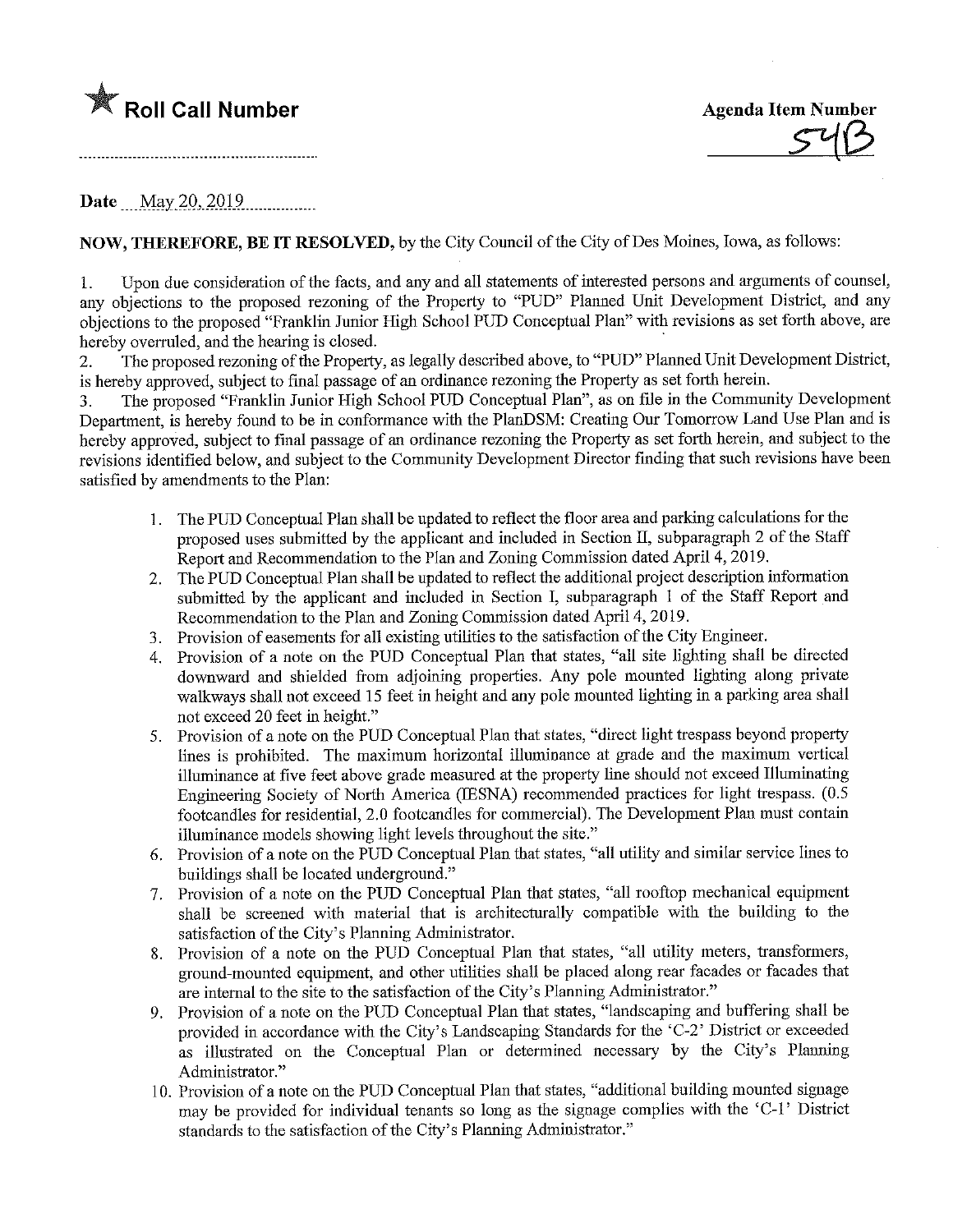**Roll Call Number**

**Agenda Item Number**
54B

Date May 20, 2019

**NOW, THEREFORE, BE IT RESOLVED,** by the City Council of the City of Des Moines, Iowa, as follows:

1. Upon due consideration of the facts, and any and all statements of interested persons and arguments of counsel, any objections to the proposed rezoning of the Property to "PUD" Planned Unit Development District, and any objections to the proposed "Franklin Junior High School PUD Conceptual Plan" with revisions as set forth above, are hereby overruled, and the hearing is closed.
2. The proposed rezoning of the Property, as legally described above, to "PUD" Planned Unit Development District, is hereby approved, subject to final passage of an ordinance rezoning the Property as set forth herein.
3. The proposed "Franklin Junior High School PUD Conceptual Plan", as on file in the Community Development Department, is hereby found to be in conformance with the PlanDSM: Creating Our Tomorrow Land Use Plan and is hereby approved, subject to final passage of an ordinance rezoning the Property as set forth herein, and subject to the revisions identified below, and subject to the Community Development Director finding that such revisions have been satisfied by amendments to the Plan:

    1. The PUD Conceptual Plan shall be updated to reflect the floor area and parking calculations for the proposed uses submitted by the applicant and included in Section II, subparagraph 2 of the Staff Report and Recommendation to the Plan and Zoning Commission dated April 4, 2019.
    2. The PUD Conceptual Plan shall be updated to reflect the additional project description information submitted by the applicant and included in Section I, subparagraph 1 of the Staff Report and Recommendation to the Plan and Zoning Commission dated April 4, 2019.
    3. Provision of easements for all existing utilities to the satisfaction of the City Engineer.
    4. Provision of a note on the PUD Conceptual Plan that states, "all site lighting shall be directed downward and shielded from adjoining properties. Any pole mounted lighting along private walkways shall not exceed 15 feet in height and any pole mounted lighting in a parking area shall not exceed 20 feet in height."
    5. Provision of a note on the PUD Conceptual Plan that states, "direct light trespass beyond property lines is prohibited. The maximum horizontal illuminance at grade and the maximum vertical illuminance at five feet above grade measured at the property line should not exceed Illuminating Engineering Society of North America (IESNA) recommended practices for light trespass. (0.5 footcandles for residential, 2.0 footcandles for commercial). The Development Plan must contain illuminance models showing light levels throughout the site."
    6. Provision of a note on the PUD Conceptual Plan that states, "all utility and similar service lines to buildings shall be located underground."
    7. Provision of a note on the PUD Conceptual Plan that states, "all rooftop mechanical equipment shall be screened with material that is architecturally compatible with the building to the satisfaction of the City's Planning Administrator.
    8. Provision of a note on the PUD Conceptual Plan that states, "all utility meters, transformers, ground-mounted equipment, and other utilities shall be placed along rear facades or facades that are internal to the site to the satisfaction of the City's Planning Administrator."
    9. Provision of a note on the PUD Conceptual Plan that states, "landscaping and buffering shall be provided in accordance with the City's Landscaping Standards for the 'C-2' District or exceeded as illustrated on the Conceptual Plan or determined necessary by the City's Planning Administrator."
    10. Provision of a note on the PUD Conceptual Plan that states, "additional building mounted signage may be provided for individual tenants so long as the signage complies with the 'C-1' District standards to the satisfaction of the City's Planning Administrator."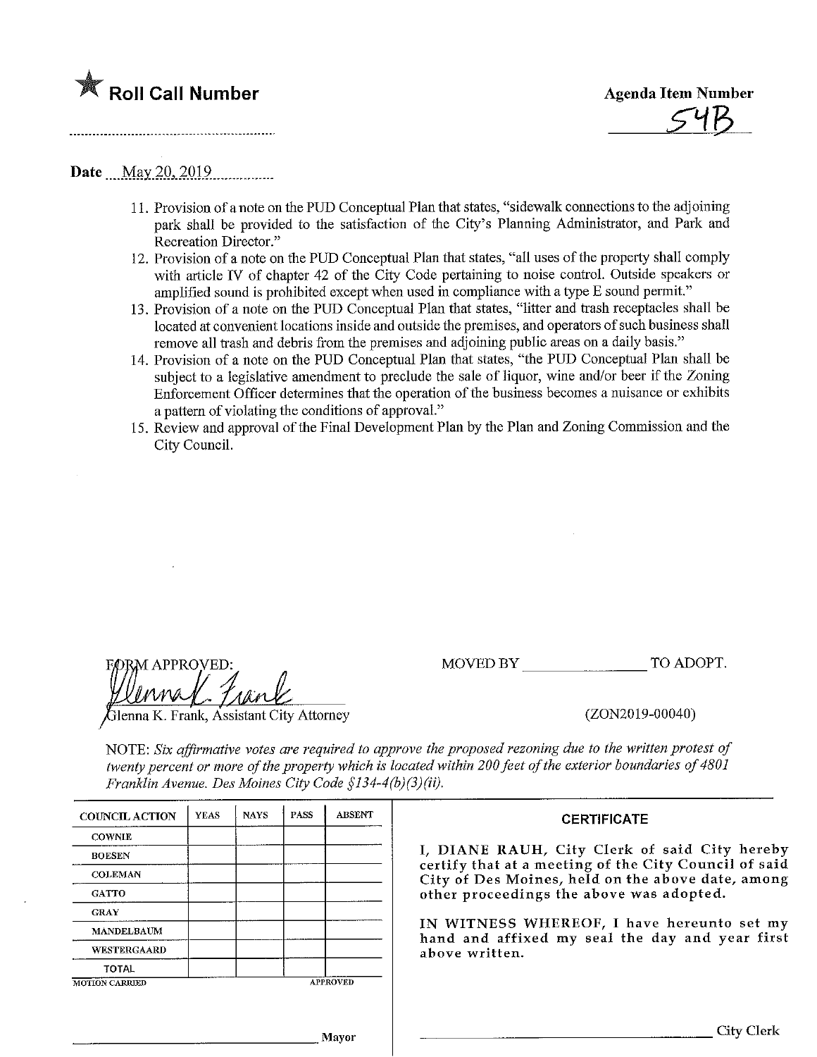★ **Roll Call Number**

**Agenda Item Number**
54B

Date May 20, 2019

11. Provision of a note on the PUD Conceptual Plan that states, "sidewalk connections to the adjoining park shall be provided to the satisfaction of the City's Planning Administrator, and Park and Recreation Director."
12. Provision of a note on the PUD Conceptual Plan that states, "all uses of the property shall comply with article IV of chapter 42 of the City Code pertaining to noise control. Outside speakers or amplified sound is prohibited except when used in compliance with a type E sound permit."
13. Provision of a note on the PUD Conceptual Plan that states, "litter and trash receptacles shall be located at convenient locations inside and outside the premises, and operators of such business shall remove all trash and debris from the premises and adjoining public areas on a daily basis."
14. Provision of a note on the PUD Conceptual Plan that states, "the PUD Conceptual Plan shall be subject to a legislative amendment to preclude the sale of liquor, wine and/or beer if the Zoning Enforcement Officer determines that the operation of the business becomes a nuisance or exhibits a pattern of violating the conditions of approval."
15. Review and approval of the Final Development Plan by the Plan and Zoning Commission and the City Council.

FORM APPROVED:

Glenna K. Frank, Assistant City Attorney

MOVED BY ________________ TO ADOPT.

(ZON2019-00040)

NOTE: *Six affirmative votes are required to approve the proposed rezoning due to the written protest of twenty percent or more of the property which is located within 200 feet of the exterior boundaries of 4801 Franklin Avenue. Des Moines City Code §134-4(b)(3)(ii).*

| COUNCIL ACTION | YEAS | NAYS | PASS | ABSENT |
|---|---|---|---|---|
| COWNIE | | | | |
| BOESEN | | | | |
| COLEMAN | | | | |
| GATTO | | | | |
| GRAY | | | | |
| MANDELBAUM | | | | |
| WESTERGAARD | | | | |
| TOTAL | | | | |

MOTION CARRIED APPROVED

________________ Mayor

**CERTIFICATE**

I, DIANE RAUH, City Clerk of said City hereby certify that at a meeting of the City Council of said City of Des Moines, held on the above date, among other proceedings the above was adopted.

IN WITNESS WHEREOF, I have hereunto set my hand and affixed my seal the day and year first above written.

________________ City Clerk